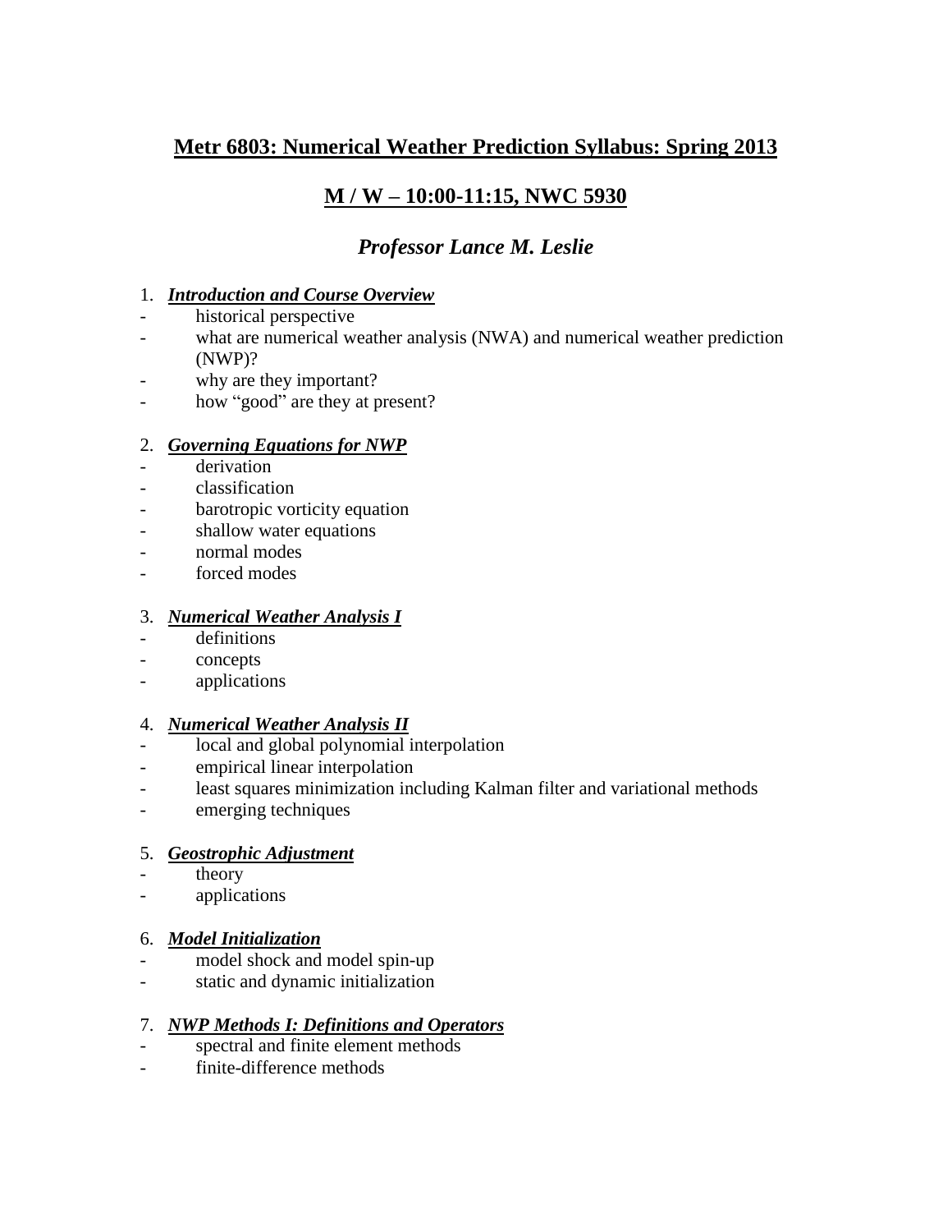# Metr 6803: Numerical Weather Prediction Syllabus: Spring 2013

## M / W – 10:00-11:15, NWC 5930

### *Professor Lance M. Leslie*

1. ***Introduction and Course Overview***
   - historical perspective
   - what are numerical weather analysis (NWA) and numerical weather prediction (NWP)?
   - why are they important?
   - how "good" are they at present?

2. ***Governing Equations for NWP***
   - derivation
   - classification
   - barotropic vorticity equation
   - shallow water equations
   - normal modes
   - forced modes

3. ***Numerical Weather Analysis I***
   - definitions
   - concepts
   - applications

4. ***Numerical Weather Analysis II***
   - local and global polynomial interpolation
   - empirical linear interpolation
   - least squares minimization including Kalman filter and variational methods
   - emerging techniques

5. ***Geostrophic Adjustment***
   - theory
   - applications

6. ***Model Initialization***
   - model shock and model spin-up
   - static and dynamic initialization

7. ***NWP Methods I: Definitions and Operators***
   - spectral and finite element methods
   - finite-difference methods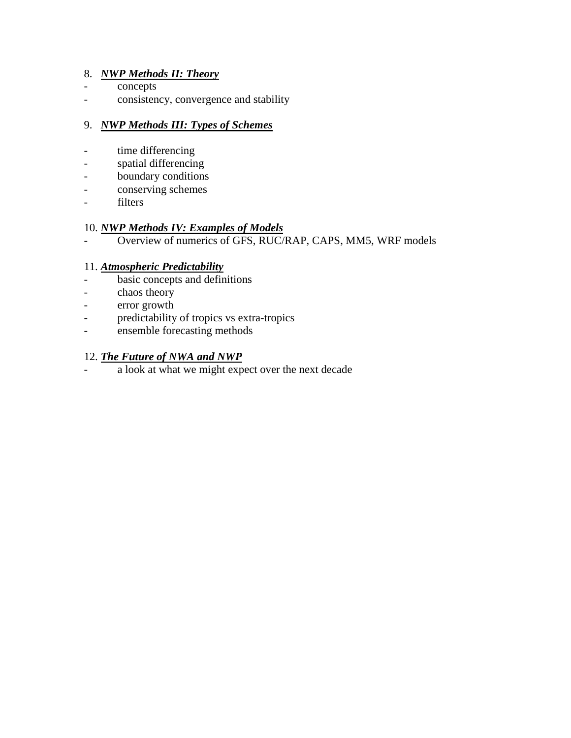8. ***NWP Methods II: Theory***

- concepts
- consistency, convergence and stability

9. ***NWP Methods III: Types of Schemes***

- time differencing
- spatial differencing
- boundary conditions
- conserving schemes
- filters

10. ***NWP Methods IV: Examples of Models***

- Overview of numerics of GFS, RUC/RAP, CAPS, MM5, WRF models

11. ***Atmospheric Predictability***

- basic concepts and definitions
- chaos theory
- error growth
- predictability of tropics vs extra-tropics
- ensemble forecasting methods

12. ***The Future of NWA and NWP***

- a look at what we might expect over the next decade